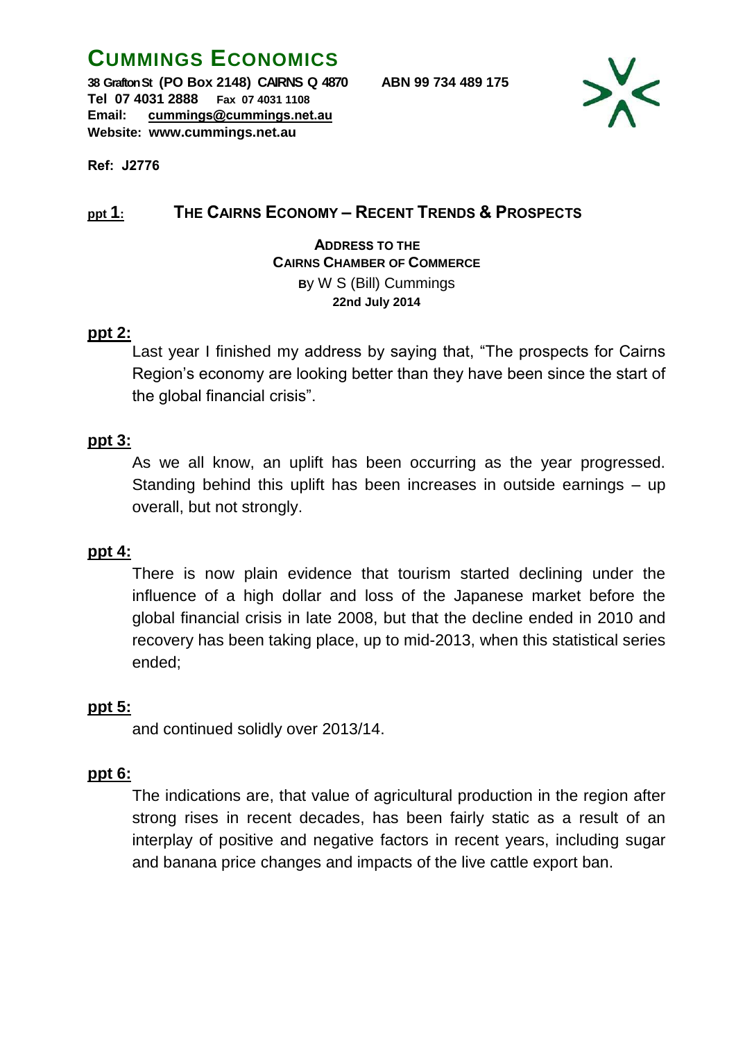# CUMMINGS ECONOMICS

**38 Grafton St (PO Box 2148) CAIRNS Q 4870 ABN 99 734 489 175**
**Tel 07 4031 2888 Fax 07 4031 1108**
**Email: cummings@cummings.net.au**
**Website: www.cummings.net.au**

**Ref: J2776**

## ppt 1: THE CAIRNS ECONOMY – RECENT TRENDS & PROSPECTS

**ADDRESS TO THE**
**CAIRNS CHAMBER OF COMMERCE**
**BY** W S (Bill) Cummings
**22nd July 2014**

**ppt 2:**

Last year I finished my address by saying that, "The prospects for Cairns Region's economy are looking better than they have been since the start of the global financial crisis".

**ppt 3:**

As we all know, an uplift has been occurring as the year progressed. Standing behind this uplift has been increases in outside earnings – up overall, but not strongly.

**ppt 4:**

There is now plain evidence that tourism started declining under the influence of a high dollar and loss of the Japanese market before the global financial crisis in late 2008, but that the decline ended in 2010 and recovery has been taking place, up to mid-2013, when this statistical series ended;

**ppt 5:**

and continued solidly over 2013/14.

**ppt 6:**

The indications are, that value of agricultural production in the region after strong rises in recent decades, has been fairly static as a result of an interplay of positive and negative factors in recent years, including sugar and banana price changes and impacts of the live cattle export ban.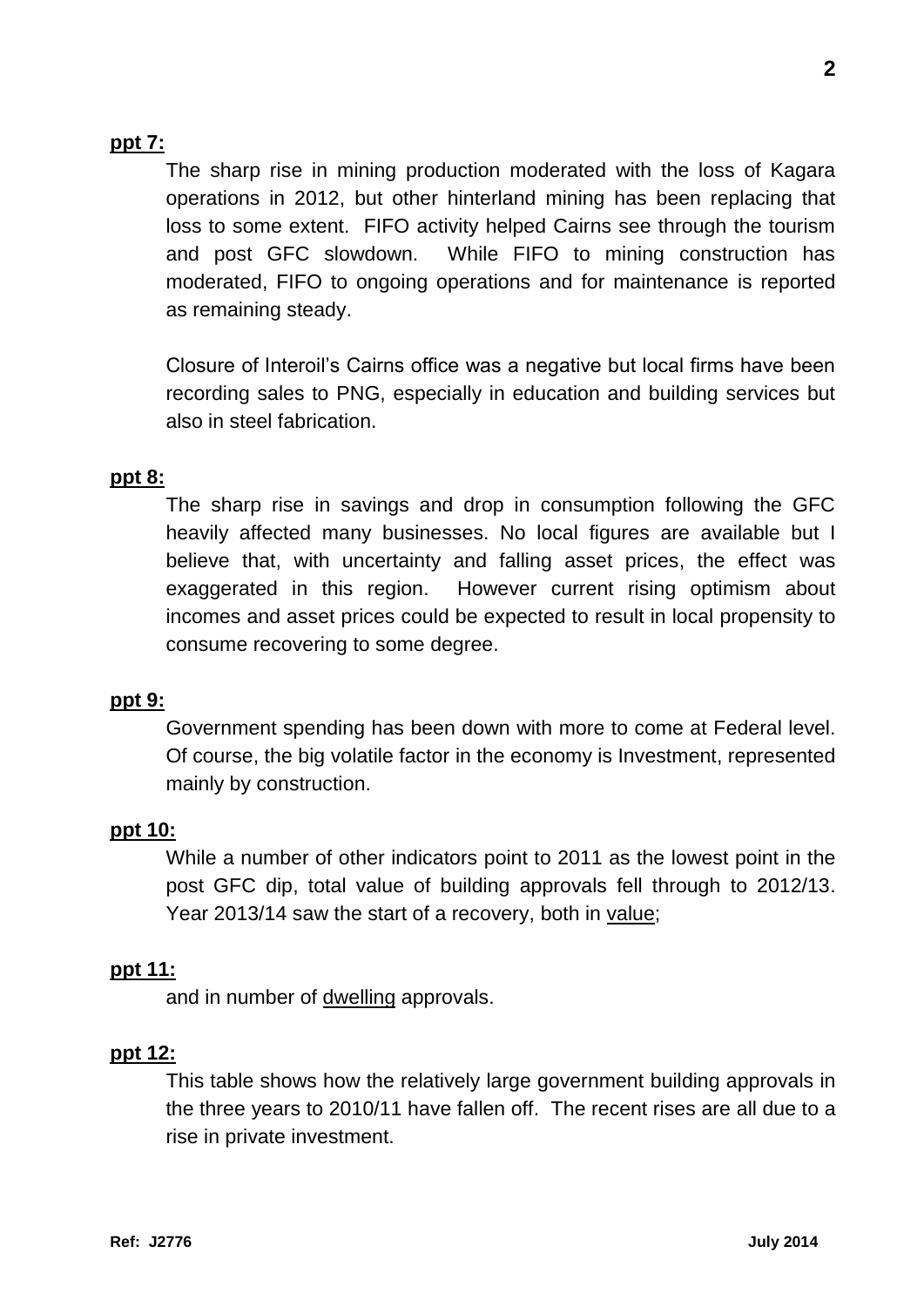**ppt 7:**

The sharp rise in mining production moderated with the loss of Kagara operations in 2012, but other hinterland mining has been replacing that loss to some extent. FIFO activity helped Cairns see through the tourism and post GFC slowdown. While FIFO to mining construction has moderated, FIFO to ongoing operations and for maintenance is reported as remaining steady.

Closure of Interoil's Cairns office was a negative but local firms have been recording sales to PNG, especially in education and building services but also in steel fabrication.

**ppt 8:**

The sharp rise in savings and drop in consumption following the GFC heavily affected many businesses. No local figures are available but I believe that, with uncertainty and falling asset prices, the effect was exaggerated in this region. However current rising optimism about incomes and asset prices could be expected to result in local propensity to consume recovering to some degree.

**ppt 9:**

Government spending has been down with more to come at Federal level. Of course, the big volatile factor in the economy is Investment, represented mainly by construction.

**ppt 10:**

While a number of other indicators point to 2011 as the lowest point in the post GFC dip, total value of building approvals fell through to 2012/13. Year 2013/14 saw the start of a recovery, both in <u>value</u>;

**ppt 11:**

and in number of <u>dwelling</u> approvals.

**ppt 12:**

This table shows how the relatively large government building approvals in the three years to 2010/11 have fallen off. The recent rises are all due to a rise in private investment.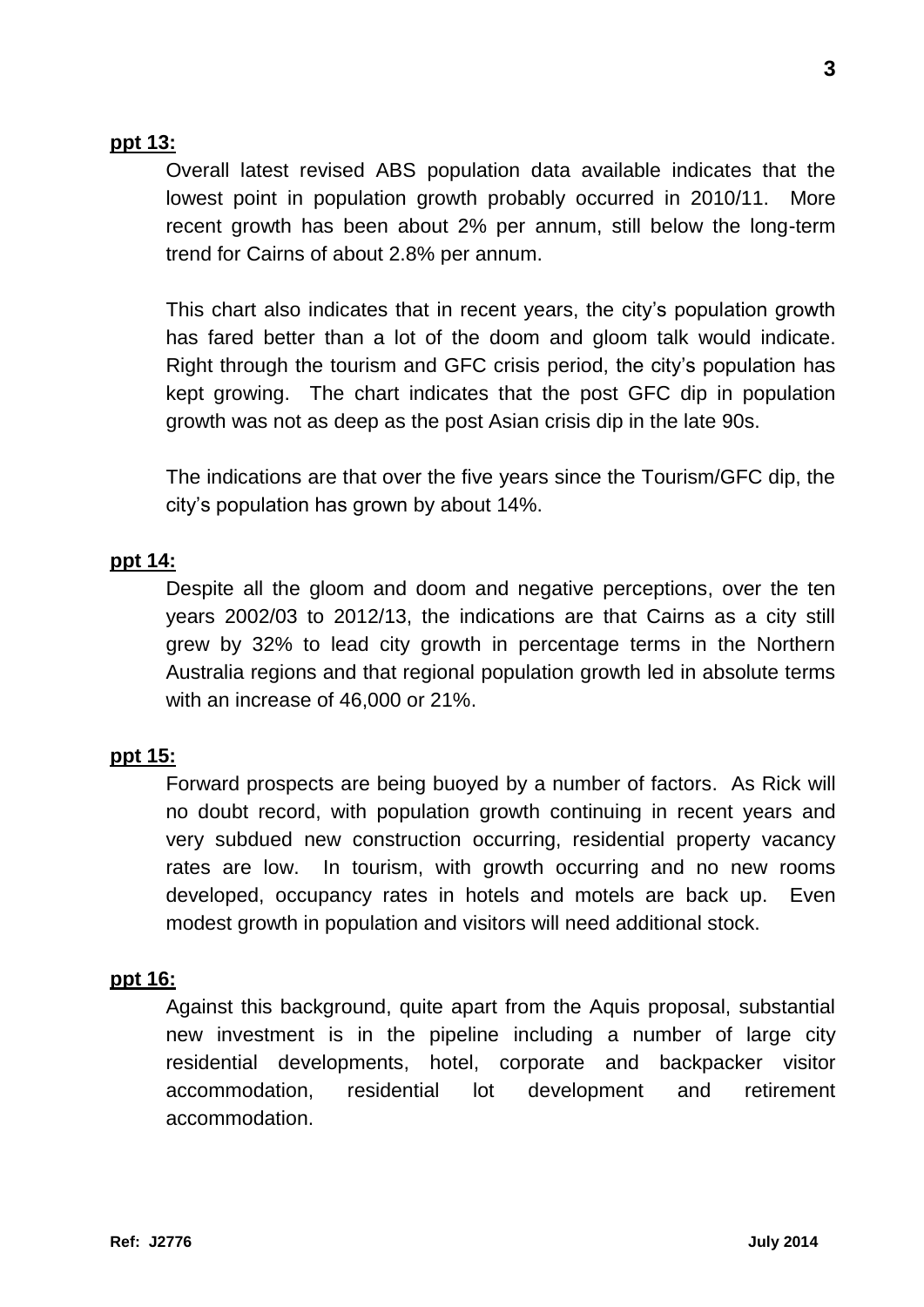**ppt 13:**

Overall latest revised ABS population data available indicates that the lowest point in population growth probably occurred in 2010/11. More recent growth has been about 2% per annum, still below the long-term trend for Cairns of about 2.8% per annum.

This chart also indicates that in recent years, the city's population growth has fared better than a lot of the doom and gloom talk would indicate. Right through the tourism and GFC crisis period, the city's population has kept growing. The chart indicates that the post GFC dip in population growth was not as deep as the post Asian crisis dip in the late 90s.

The indications are that over the five years since the Tourism/GFC dip, the city's population has grown by about 14%.

**ppt 14:**

Despite all the gloom and doom and negative perceptions, over the ten years 2002/03 to 2012/13, the indications are that Cairns as a city still grew by 32% to lead city growth in percentage terms in the Northern Australia regions and that regional population growth led in absolute terms with an increase of 46,000 or 21%.

**ppt 15:**

Forward prospects are being buoyed by a number of factors. As Rick will no doubt record, with population growth continuing in recent years and very subdued new construction occurring, residential property vacancy rates are low. In tourism, with growth occurring and no new rooms developed, occupancy rates in hotels and motels are back up. Even modest growth in population and visitors will need additional stock.

**ppt 16:**

Against this background, quite apart from the Aquis proposal, substantial new investment is in the pipeline including a number of large city residential developments, hotel, corporate and backpacker visitor accommodation, residential lot development and retirement accommodation.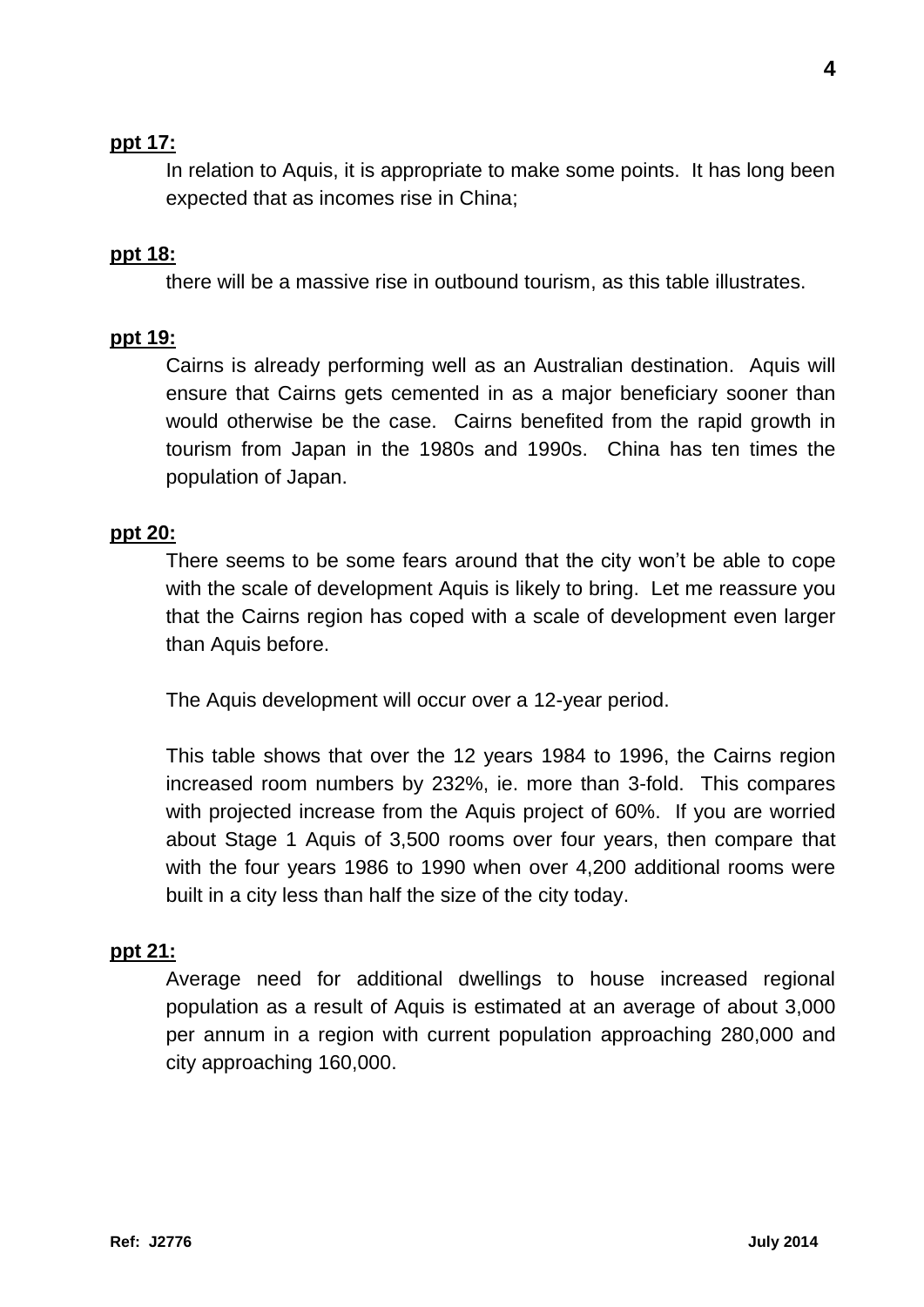**ppt 17:**

In relation to Aquis, it is appropriate to make some points. It has long been expected that as incomes rise in China;

**ppt 18:**

there will be a massive rise in outbound tourism, as this table illustrates.

**ppt 19:**

Cairns is already performing well as an Australian destination. Aquis will ensure that Cairns gets cemented in as a major beneficiary sooner than would otherwise be the case. Cairns benefited from the rapid growth in tourism from Japan in the 1980s and 1990s. China has ten times the population of Japan.

**ppt 20:**

There seems to be some fears around that the city won't be able to cope with the scale of development Aquis is likely to bring. Let me reassure you that the Cairns region has coped with a scale of development even larger than Aquis before.

The Aquis development will occur over a 12-year period.

This table shows that over the 12 years 1984 to 1996, the Cairns region increased room numbers by 232%, ie. more than 3-fold. This compares with projected increase from the Aquis project of 60%. If you are worried about Stage 1 Aquis of 3,500 rooms over four years, then compare that with the four years 1986 to 1990 when over 4,200 additional rooms were built in a city less than half the size of the city today.

**ppt 21:**

Average need for additional dwellings to house increased regional population as a result of Aquis is estimated at an average of about 3,000 per annum in a region with current population approaching 280,000 and city approaching 160,000.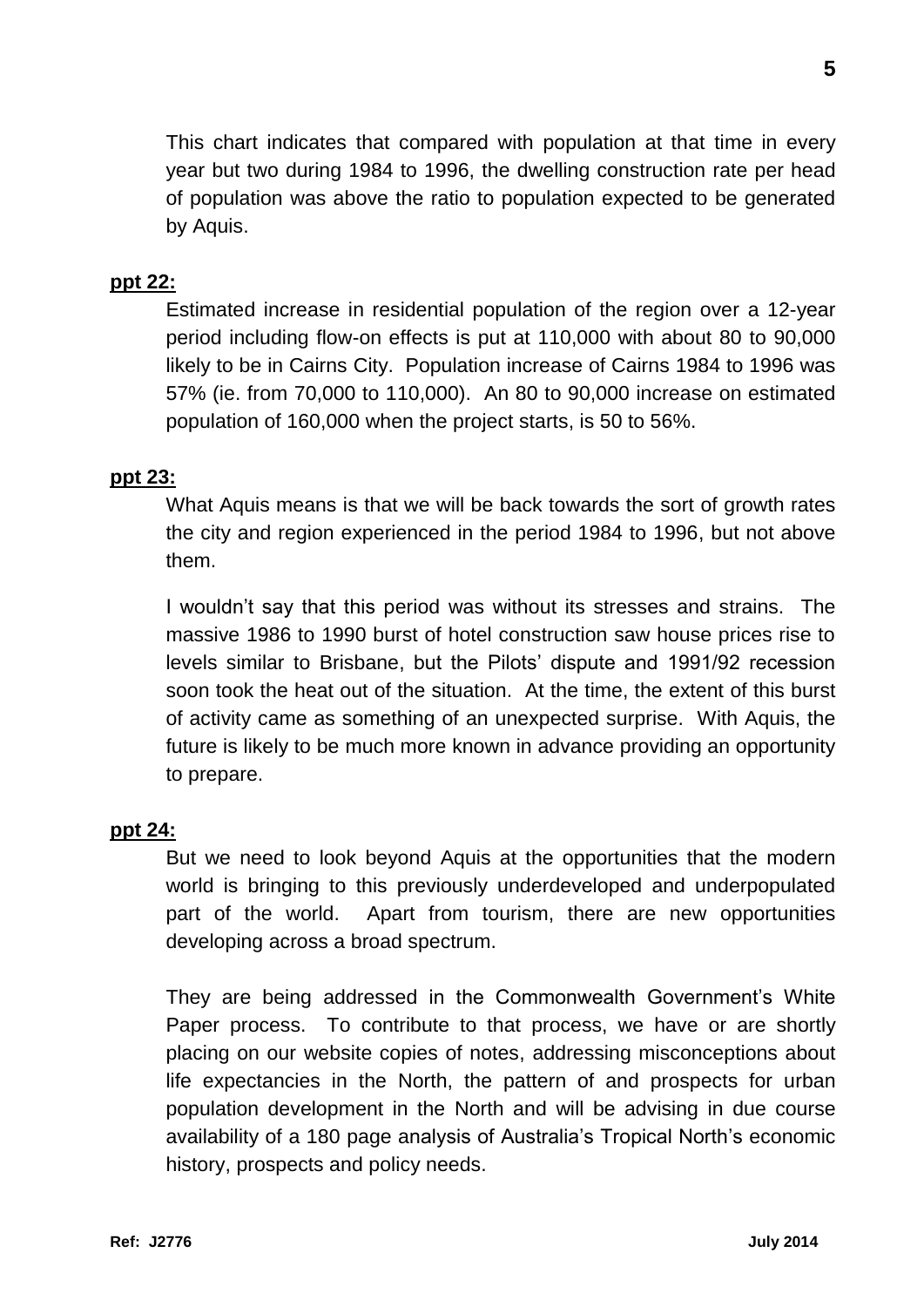This chart indicates that compared with population at that time in every year but two during 1984 to 1996, the dwelling construction rate per head of population was above the ratio to population expected to be generated by Aquis.

**ppt 22:**

Estimated increase in residential population of the region over a 12-year period including flow-on effects is put at 110,000 with about 80 to 90,000 likely to be in Cairns City. Population increase of Cairns 1984 to 1996 was 57% (ie. from 70,000 to 110,000). An 80 to 90,000 increase on estimated population of 160,000 when the project starts, is 50 to 56%.

**ppt 23:**

What Aquis means is that we will be back towards the sort of growth rates the city and region experienced in the period 1984 to 1996, but not above them.

I wouldn't say that this period was without its stresses and strains. The massive 1986 to 1990 burst of hotel construction saw house prices rise to levels similar to Brisbane, but the Pilots' dispute and 1991/92 recession soon took the heat out of the situation. At the time, the extent of this burst of activity came as something of an unexpected surprise. With Aquis, the future is likely to be much more known in advance providing an opportunity to prepare.

**ppt 24:**

But we need to look beyond Aquis at the opportunities that the modern world is bringing to this previously underdeveloped and underpopulated part of the world. Apart from tourism, there are new opportunities developing across a broad spectrum.

They are being addressed in the Commonwealth Government's White Paper process. To contribute to that process, we have or are shortly placing on our website copies of notes, addressing misconceptions about life expectancies in the North, the pattern of and prospects for urban population development in the North and will be advising in due course availability of a 180 page analysis of Australia's Tropical North's economic history, prospects and policy needs.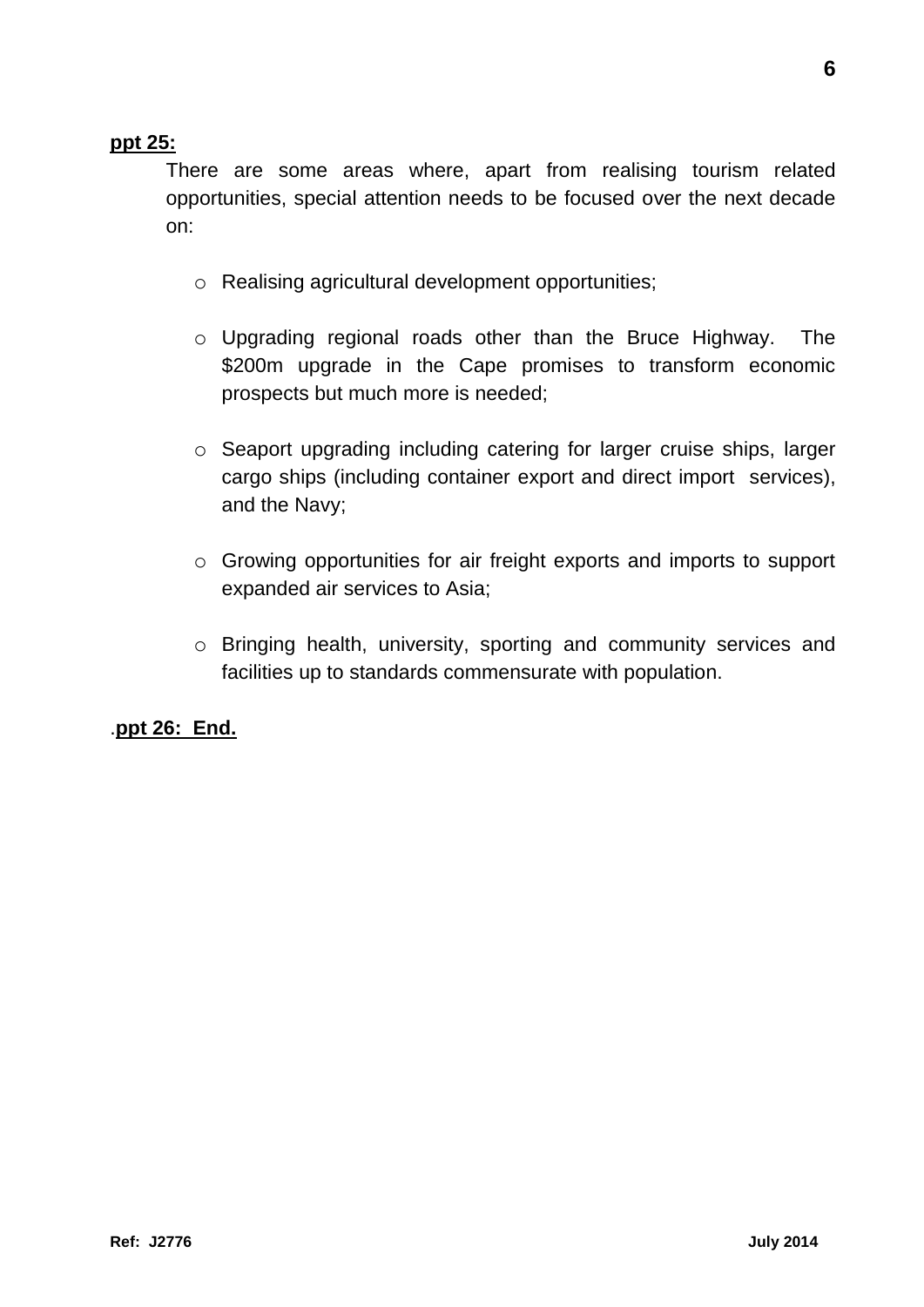**ppt 25:**

There are some areas where, apart from realising tourism related opportunities, special attention needs to be focused over the next decade on:

- Realising agricultural development opportunities;
- Upgrading regional roads other than the Bruce Highway. The $200m upgrade in the Cape promises to transform economic prospects but much more is needed;
- Seaport upgrading including catering for larger cruise ships, larger cargo ships (including container export and direct import services), and the Navy;
- Growing opportunities for air freight exports and imports to support expanded air services to Asia;
- Bringing health, university, sporting and community services and facilities up to standards commensurate with population.

.**ppt 26: End.**